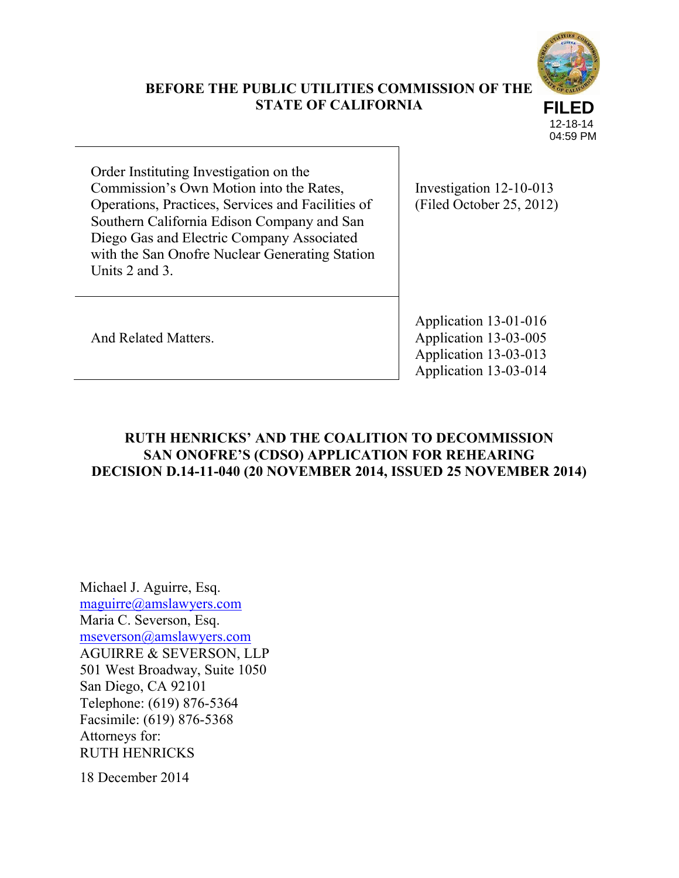**BEFORE THE PUBLIC UTILITIES COMMISSION OF THE STATE OF CALIFORNIA**

FILED
12-18-14
04:59 PM

| | |
|---|---|
| Order Instituting Investigation on the Commission's Own Motion into the Rates, Operations, Practices, Services and Facilities of Southern California Edison Company and San Diego Gas and Electric Company Associated with the San Onofre Nuclear Generating Station Units 2 and 3. | Investigation 12-10-013 (Filed October 25, 2012) |
| And Related Matters. | Application 13-01-016<br>Application 13-03-005<br>Application 13-03-013<br>Application 13-03-014 |

**RUTH HENRICKS' AND THE COALITION TO DECOMMISSION SAN ONOFRE'S (CDSO) APPLICATION FOR REHEARING DECISION D.14-11-040 (20 NOVEMBER 2014, ISSUED 25 NOVEMBER 2014)**

Michael J. Aguirre, Esq.
maguirre@amslawyers.com
Maria C. Severson, Esq.
mseverson@amslawyers.com
AGUIRRE & SEVERSON, LLP
501 West Broadway, Suite 1050
San Diego, CA 92101
Telephone: (619) 876-5364
Facsimile: (619) 876-5368
Attorneys for:
RUTH HENRICKS

18 December 2014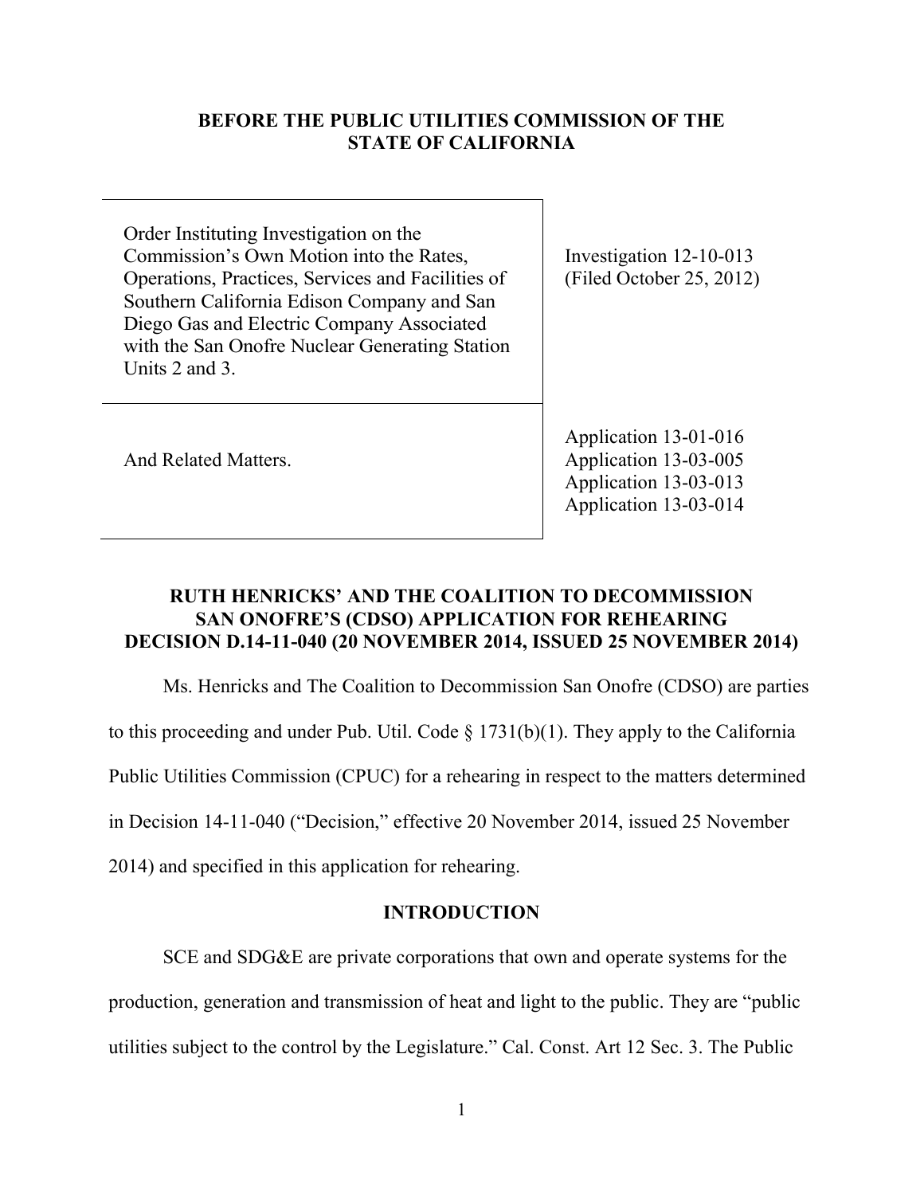**BEFORE THE PUBLIC UTILITIES COMMISSION OF THE STATE OF CALIFORNIA**

| | |
|---|---|
| Order Instituting Investigation on the Commission's Own Motion into the Rates, Operations, Practices, Services and Facilities of Southern California Edison Company and San Diego Gas and Electric Company Associated with the San Onofre Nuclear Generating Station Units 2 and 3. | Investigation 12-10-013 (Filed October 25, 2012) |
| And Related Matters. | Application 13-01-016<br>Application 13-03-005<br>Application 13-03-013<br>Application 13-03-014 |

**RUTH HENRICKS' AND THE COALITION TO DECOMMISSION SAN ONOFRE'S (CDSO) APPLICATION FOR REHEARING DECISION D.14-11-040 (20 NOVEMBER 2014, ISSUED 25 NOVEMBER 2014)**

Ms. Henricks and The Coalition to Decommission San Onofre (CDSO) are parties to this proceeding and under Pub. Util. Code § 1731(b)(1). They apply to the California Public Utilities Commission (CPUC) for a rehearing in respect to the matters determined in Decision 14-11-040 ("Decision," effective 20 November 2014, issued 25 November 2014) and specified in this application for rehearing.

**INTRODUCTION**

SCE and SDG&E are private corporations that own and operate systems for the production, generation and transmission of heat and light to the public. They are "public utilities subject to the control by the Legislature." Cal. Const. Art 12 Sec. 3. The Public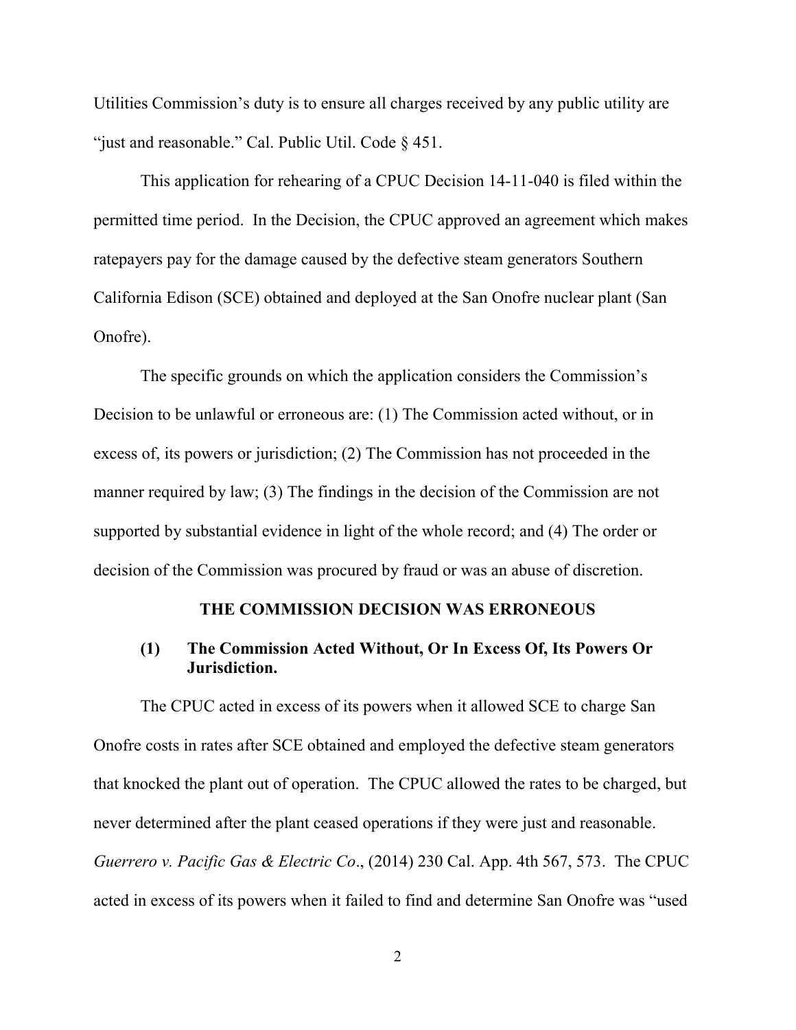Utilities Commission's duty is to ensure all charges received by any public utility are "just and reasonable." Cal. Public Util. Code § 451.

This application for rehearing of a CPUC Decision 14-11-040 is filed within the permitted time period. In the Decision, the CPUC approved an agreement which makes ratepayers pay for the damage caused by the defective steam generators Southern California Edison (SCE) obtained and deployed at the San Onofre nuclear plant (San Onofre).

The specific grounds on which the application considers the Commission's Decision to be unlawful or erroneous are: (1) The Commission acted without, or in excess of, its powers or jurisdiction; (2) The Commission has not proceeded in the manner required by law; (3) The findings in the decision of the Commission are not supported by substantial evidence in light of the whole record; and (4) The order or decision of the Commission was procured by fraud or was an abuse of discretion.

## THE COMMISSION DECISION WAS ERRONEOUS

### (1) The Commission Acted Without, Or In Excess Of, Its Powers Or Jurisdiction.

The CPUC acted in excess of its powers when it allowed SCE to charge San Onofre costs in rates after SCE obtained and employed the defective steam generators that knocked the plant out of operation. The CPUC allowed the rates to be charged, but never determined after the plant ceased operations if they were just and reasonable. *Guerrero v. Pacific Gas & Electric Co*., (2014) 230 Cal. App. 4th 567, 573. The CPUC acted in excess of its powers when it failed to find and determine San Onofre was "used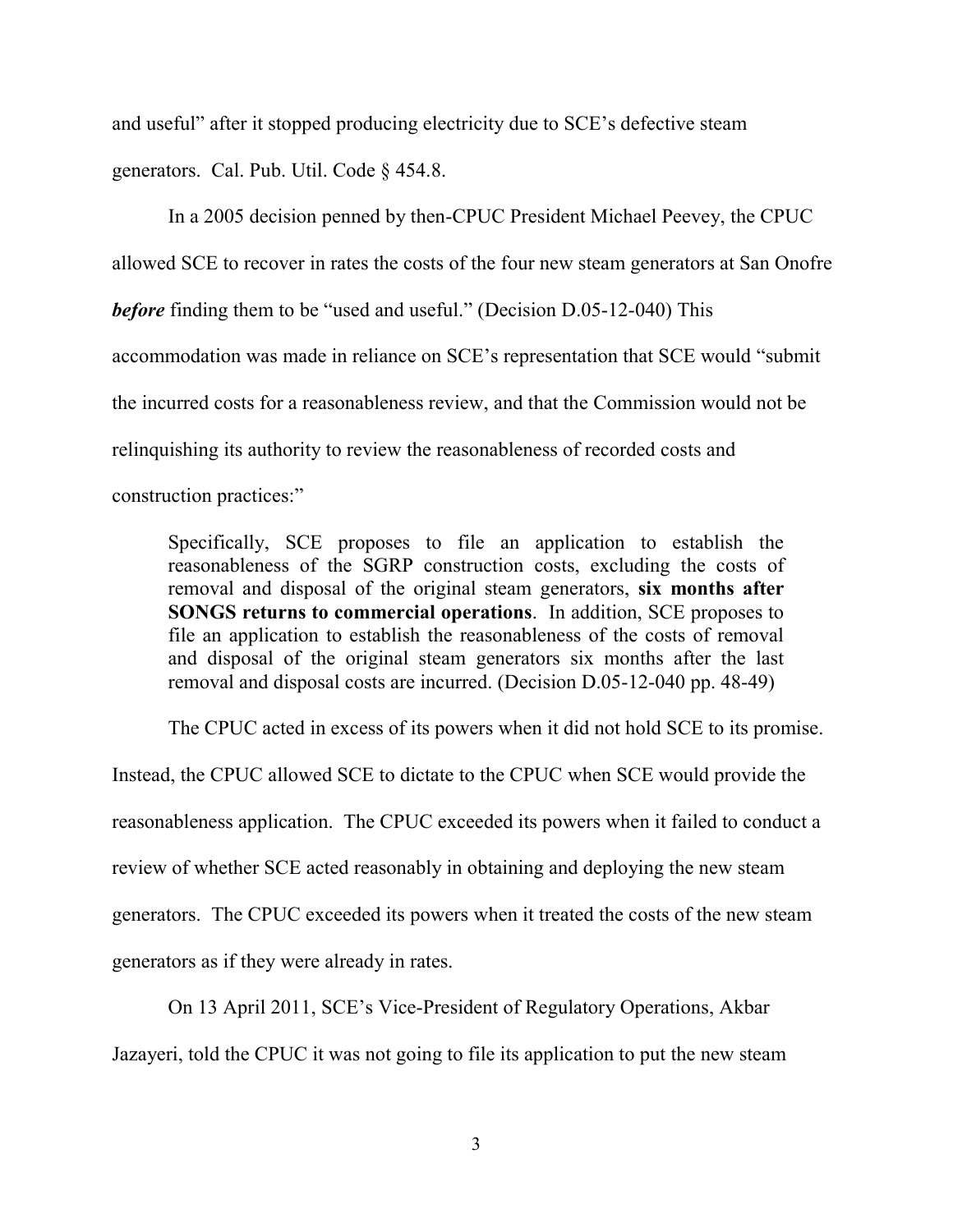and useful" after it stopped producing electricity due to SCE's defective steam generators. Cal. Pub. Util. Code § 454.8.

In a 2005 decision penned by then-CPUC President Michael Peevey, the CPUC allowed SCE to recover in rates the costs of the four new steam generators at San Onofre ***before*** finding them to be "used and useful." (Decision D.05-12-040) This accommodation was made in reliance on SCE's representation that SCE would "submit the incurred costs for a reasonableness review, and that the Commission would not be relinquishing its authority to review the reasonableness of recorded costs and construction practices:"

> Specifically, SCE proposes to file an application to establish the reasonableness of the SGRP construction costs, excluding the costs of removal and disposal of the original steam generators, **six months after SONGS returns to commercial operations**. In addition, SCE proposes to file an application to establish the reasonableness of the costs of removal and disposal of the original steam generators six months after the last removal and disposal costs are incurred. (Decision D.05-12-040 pp. 48-49)

The CPUC acted in excess of its powers when it did not hold SCE to its promise. Instead, the CPUC allowed SCE to dictate to the CPUC when SCE would provide the reasonableness application. The CPUC exceeded its powers when it failed to conduct a review of whether SCE acted reasonably in obtaining and deploying the new steam generators. The CPUC exceeded its powers when it treated the costs of the new steam generators as if they were already in rates.

On 13 April 2011, SCE's Vice-President of Regulatory Operations, Akbar Jazayeri, told the CPUC it was not going to file its application to put the new steam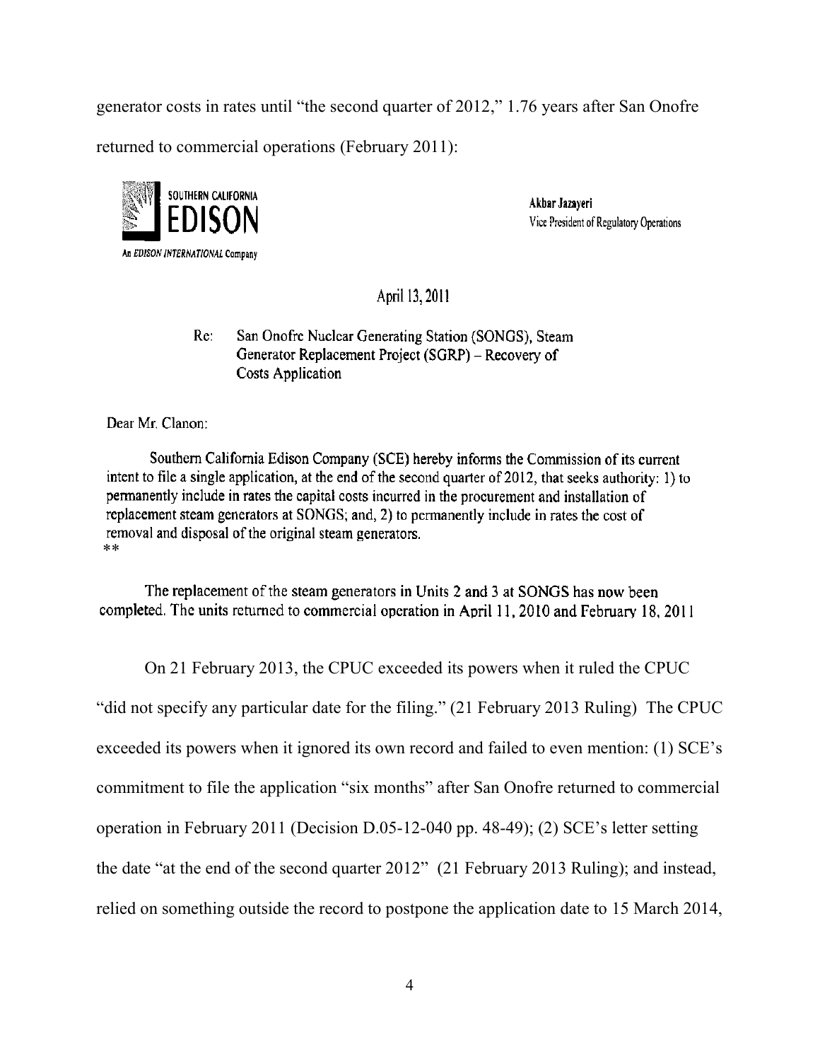generator costs in rates until "the second quarter of 2012," 1.76 years after San Onofre returned to commercial operations (February 2011):

> SOUTHERN CALIFORNIA
> **EDISON**
> An *EDISON INTERNATIONAL* Company
>
> **Akbar Jazayeri**
> Vice President of Regulatory Operations
>
> April 13, 2011
>
> Re: San Onofre Nuclear Generating Station (SONGS), Steam Generator Replacement Project (SGRP) – Recovery of Costs Application
>
> Dear Mr. Clanon:
>
> Southern California Edison Company (SCE) hereby informs the Commission of its current intent to file a single application, at the end of the second quarter of 2012, that seeks authority: 1) to permanently include in rates the capital costs incurred in the procurement and installation of replacement steam generators at SONGS; and, 2) to permanently include in rates the cost of removal and disposal of the original steam generators.
> **
>
> The replacement of the steam generators in Units 2 and 3 at SONGS has now been completed. The units returned to commercial operation in April 11, 2010 and February 18, 2011

On 21 February 2013, the CPUC exceeded its powers when it ruled the CPUC "did not specify any particular date for the filing." (21 February 2013 Ruling) The CPUC exceeded its powers when it ignored its own record and failed to even mention: (1) SCE's commitment to file the application "six months" after San Onofre returned to commercial operation in February 2011 (Decision D.05-12-040 pp. 48-49); (2) SCE's letter setting the date "at the end of the second quarter 2012" (21 February 2013 Ruling); and instead, relied on something outside the record to postpone the application date to 15 March 2014,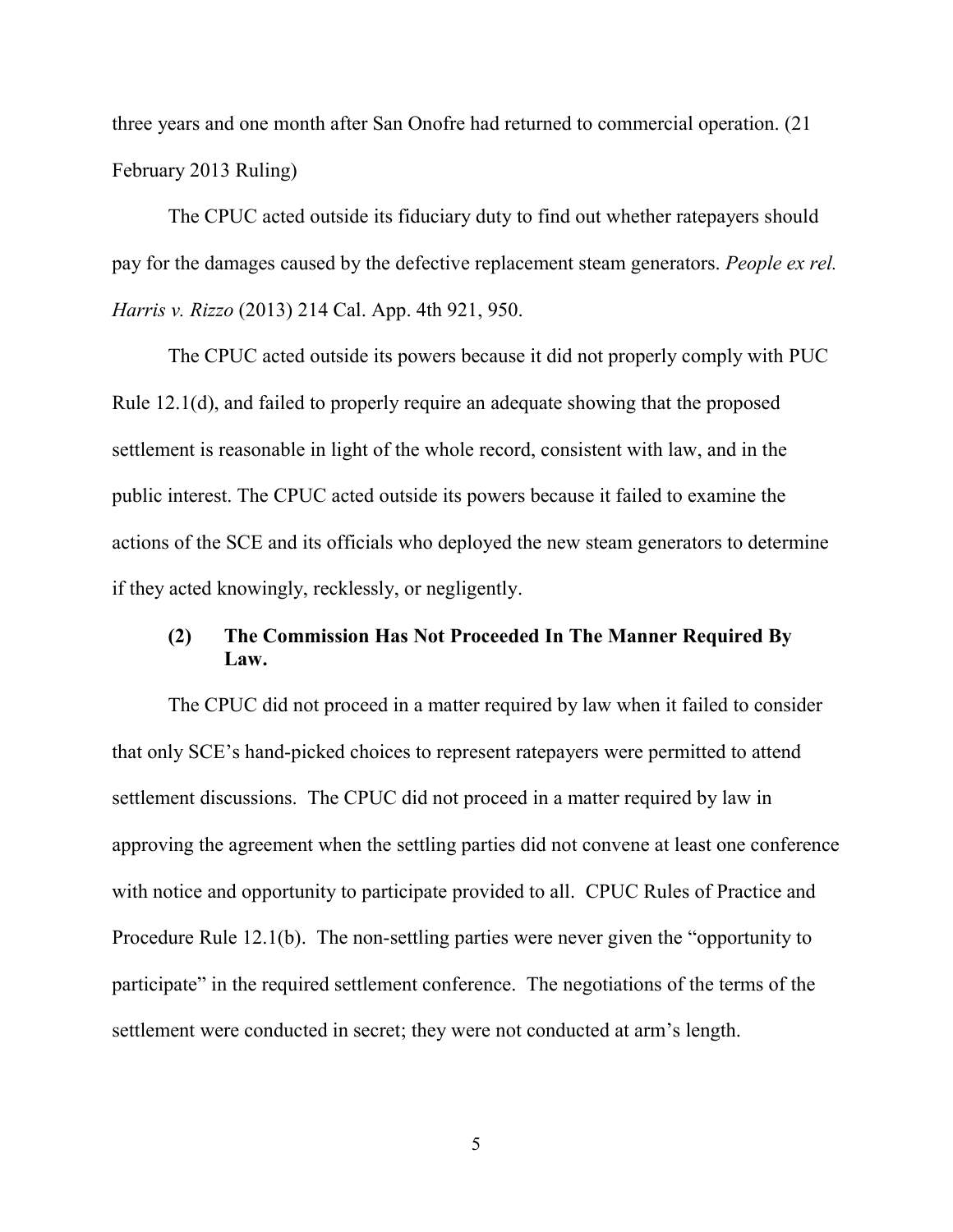three years and one month after San Onofre had returned to commercial operation. (21 February 2013 Ruling)

The CPUC acted outside its fiduciary duty to find out whether ratepayers should pay for the damages caused by the defective replacement steam generators. *People ex rel. Harris v. Rizzo* (2013) 214 Cal. App. 4th 921, 950.

The CPUC acted outside its powers because it did not properly comply with PUC Rule 12.1(d), and failed to properly require an adequate showing that the proposed settlement is reasonable in light of the whole record, consistent with law, and in the public interest. The CPUC acted outside its powers because it failed to examine the actions of the SCE and its officials who deployed the new steam generators to determine if they acted knowingly, recklessly, or negligently.

### (2) The Commission Has Not Proceeded In The Manner Required By Law.

The CPUC did not proceed in a matter required by law when it failed to consider that only SCE's hand-picked choices to represent ratepayers were permitted to attend settlement discussions. The CPUC did not proceed in a matter required by law in approving the agreement when the settling parties did not convene at least one conference with notice and opportunity to participate provided to all. CPUC Rules of Practice and Procedure Rule 12.1(b). The non-settling parties were never given the "opportunity to participate" in the required settlement conference. The negotiations of the terms of the settlement were conducted in secret; they were not conducted at arm's length.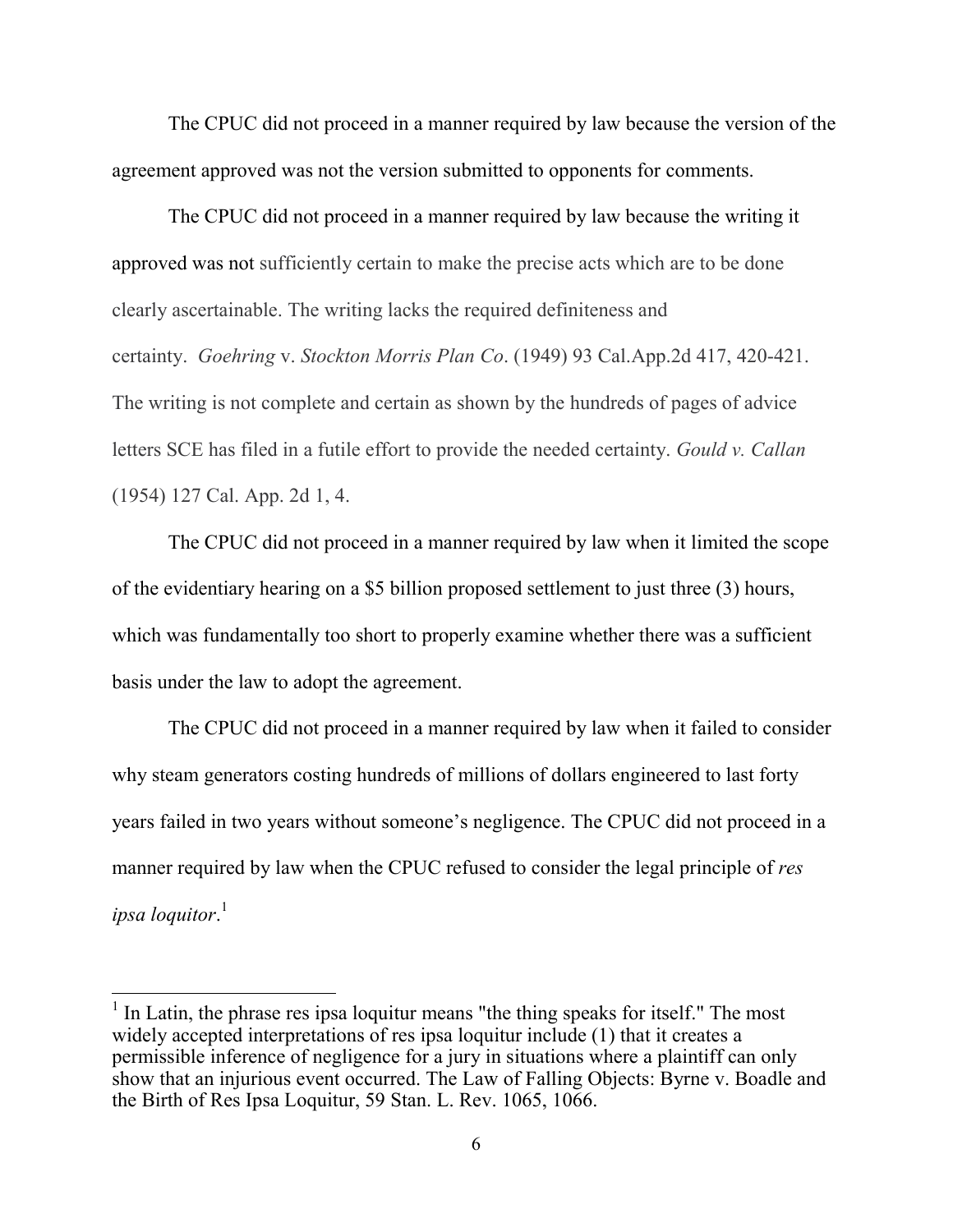The CPUC did not proceed in a manner required by law because the version of the agreement approved was not the version submitted to opponents for comments.

The CPUC did not proceed in a manner required by law because the writing it approved was not sufficiently certain to make the precise acts which are to be done clearly ascertainable. The writing lacks the required definiteness and certainty. *Goehring* v. *Stockton Morris Plan Co*. (1949) 93 Cal.App.2d 417, 420-421. The writing is not complete and certain as shown by the hundreds of pages of advice letters SCE has filed in a futile effort to provide the needed certainty. *Gould v. Callan* (1954) 127 Cal. App. 2d 1, 4.

The CPUC did not proceed in a manner required by law when it limited the scope of the evidentiary hearing on a $5 billion proposed settlement to just three (3) hours, which was fundamentally too short to properly examine whether there was a sufficient basis under the law to adopt the agreement.

The CPUC did not proceed in a manner required by law when it failed to consider why steam generators costing hundreds of millions of dollars engineered to last forty years failed in two years without someone's negligence. The CPUC did not proceed in a manner required by law when the CPUC refused to consider the legal principle of *res ipsa loquitor*.[1]

---

[1] In Latin, the phrase res ipsa loquitur means "the thing speaks for itself." The most widely accepted interpretations of res ipsa loquitur include (1) that it creates a permissible inference of negligence for a jury in situations where a plaintiff can only show that an injurious event occurred. The Law of Falling Objects: Byrne v. Boadle and the Birth of Res Ipsa Loquitur, 59 Stan. L. Rev. 1065, 1066.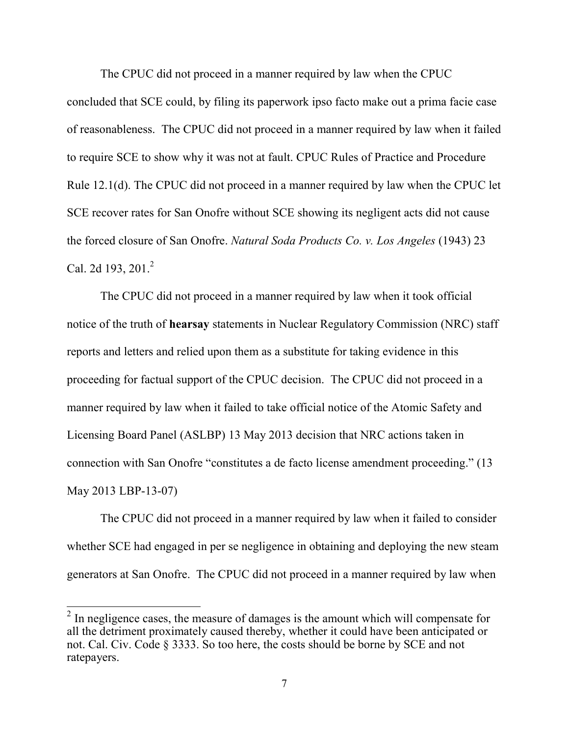The CPUC did not proceed in a manner required by law when the CPUC concluded that SCE could, by filing its paperwork ipso facto make out a prima facie case of reasonableness. The CPUC did not proceed in a manner required by law when it failed to require SCE to show why it was not at fault. CPUC Rules of Practice and Procedure Rule 12.1(d). The CPUC did not proceed in a manner required by law when the CPUC let SCE recover rates for San Onofre without SCE showing its negligent acts did not cause the forced closure of San Onofre. *Natural Soda Products Co. v. Los Angeles* (1943) 23 Cal. 2d 193, 201.[2]

The CPUC did not proceed in a manner required by law when it took official notice of the truth of **hearsay** statements in Nuclear Regulatory Commission (NRC) staff reports and letters and relied upon them as a substitute for taking evidence in this proceeding for factual support of the CPUC decision. The CPUC did not proceed in a manner required by law when it failed to take official notice of the Atomic Safety and Licensing Board Panel (ASLBP) 13 May 2013 decision that NRC actions taken in connection with San Onofre "constitutes a de facto license amendment proceeding." (13 May 2013 LBP-13-07)

The CPUC did not proceed in a manner required by law when it failed to consider whether SCE had engaged in per se negligence in obtaining and deploying the new steam generators at San Onofre. The CPUC did not proceed in a manner required by law when

[2] In negligence cases, the measure of damages is the amount which will compensate for all the detriment proximately caused thereby, whether it could have been anticipated or not. Cal. Civ. Code § 3333. So too here, the costs should be borne by SCE and not ratepayers.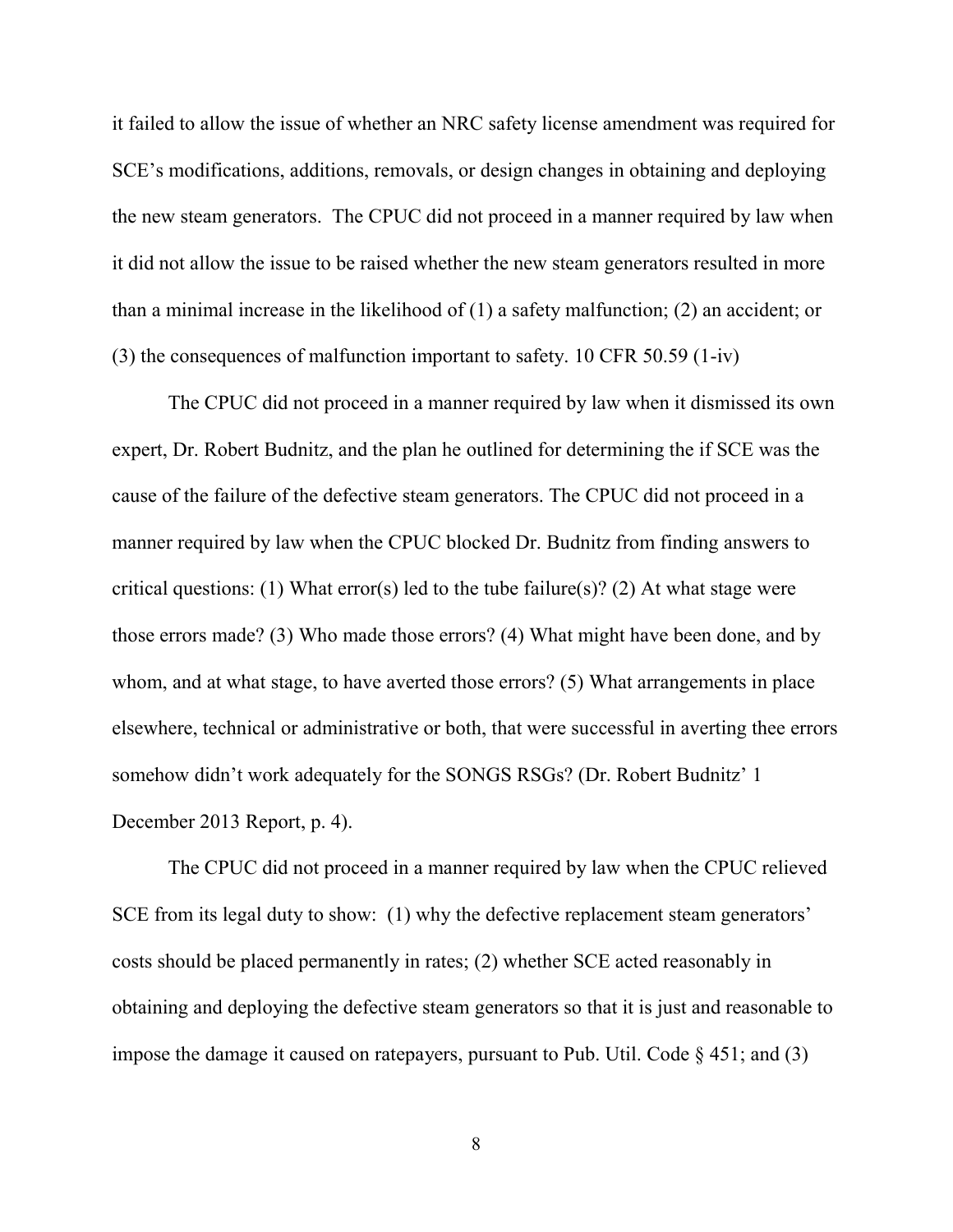it failed to allow the issue of whether an NRC safety license amendment was required for SCE's modifications, additions, removals, or design changes in obtaining and deploying the new steam generators. The CPUC did not proceed in a manner required by law when it did not allow the issue to be raised whether the new steam generators resulted in more than a minimal increase in the likelihood of (1) a safety malfunction; (2) an accident; or (3) the consequences of malfunction important to safety. 10 CFR 50.59 (1-iv)

The CPUC did not proceed in a manner required by law when it dismissed its own expert, Dr. Robert Budnitz, and the plan he outlined for determining the if SCE was the cause of the failure of the defective steam generators. The CPUC did not proceed in a manner required by law when the CPUC blocked Dr. Budnitz from finding answers to critical questions: (1) What error(s) led to the tube failure(s)? (2) At what stage were those errors made? (3) Who made those errors? (4) What might have been done, and by whom, and at what stage, to have averted those errors? (5) What arrangements in place elsewhere, technical or administrative or both, that were successful in averting thee errors somehow didn't work adequately for the SONGS RSGs? (Dr. Robert Budnitz' 1 December 2013 Report, p. 4).

The CPUC did not proceed in a manner required by law when the CPUC relieved SCE from its legal duty to show: (1) why the defective replacement steam generators' costs should be placed permanently in rates; (2) whether SCE acted reasonably in obtaining and deploying the defective steam generators so that it is just and reasonable to impose the damage it caused on ratepayers, pursuant to Pub. Util. Code § 451; and (3)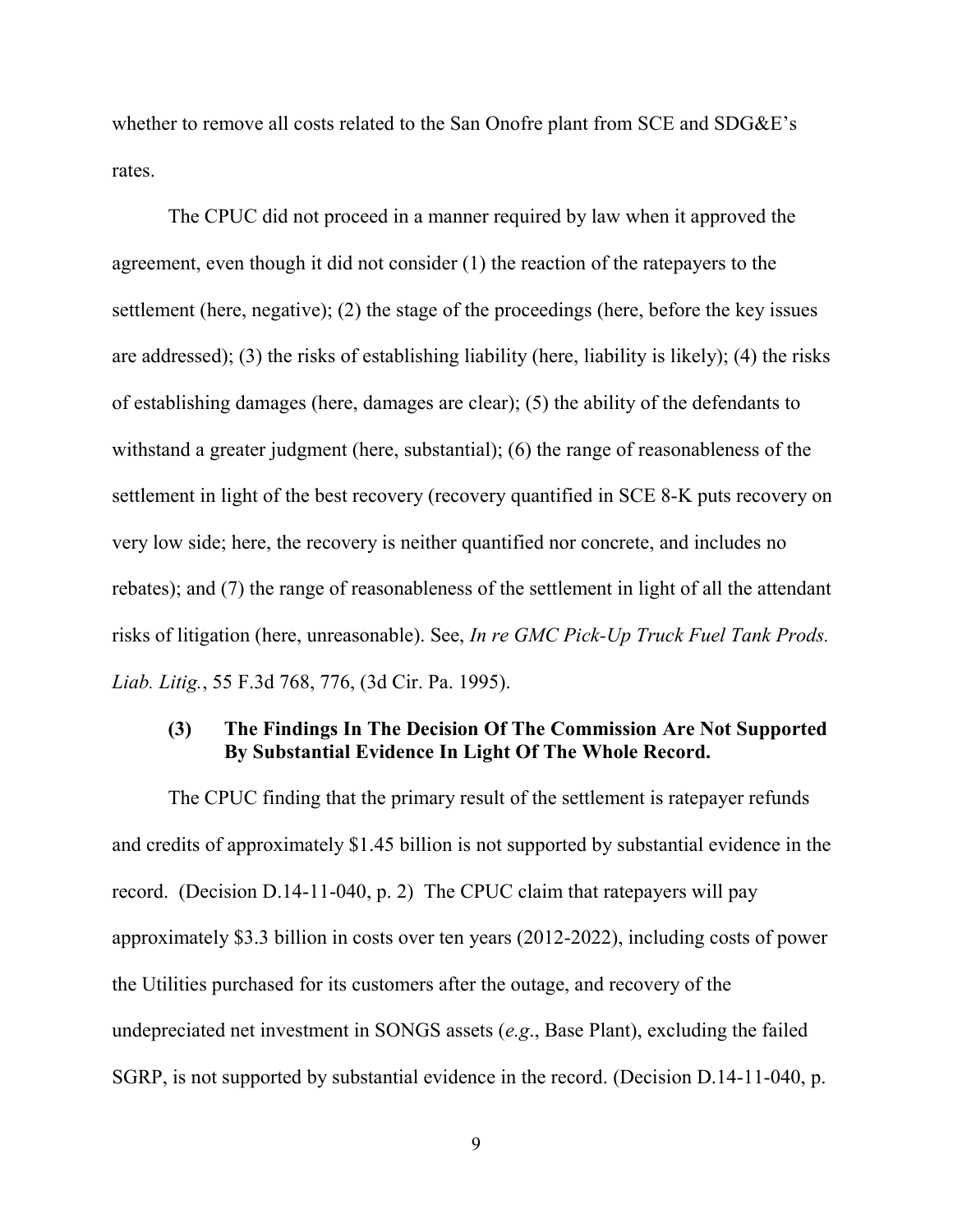whether to remove all costs related to the San Onofre plant from SCE and SDG&E's rates.

The CPUC did not proceed in a manner required by law when it approved the agreement, even though it did not consider (1) the reaction of the ratepayers to the settlement (here, negative); (2) the stage of the proceedings (here, before the key issues are addressed); (3) the risks of establishing liability (here, liability is likely); (4) the risks of establishing damages (here, damages are clear); (5) the ability of the defendants to withstand a greater judgment (here, substantial); (6) the range of reasonableness of the settlement in light of the best recovery (recovery quantified in SCE 8-K puts recovery on very low side; here, the recovery is neither quantified nor concrete, and includes no rebates); and (7) the range of reasonableness of the settlement in light of all the attendant risks of litigation (here, unreasonable). See, *In re GMC Pick-Up Truck Fuel Tank Prods. Liab. Litig.*, 55 F.3d 768, 776, (3d Cir. Pa. 1995).

### (3) The Findings In The Decision Of The Commission Are Not Supported By Substantial Evidence In Light Of The Whole Record.

The CPUC finding that the primary result of the settlement is ratepayer refunds and credits of approximately $1.45 billion is not supported by substantial evidence in the record. (Decision D.14-11-040, p. 2) The CPUC claim that ratepayers will pay approximately $3.3 billion in costs over ten years (2012-2022), including costs of power the Utilities purchased for its customers after the outage, and recovery of the undepreciated net investment in SONGS assets (*e.g.*, Base Plant), excluding the failed SGRP, is not supported by substantial evidence in the record. (Decision D.14-11-040, p.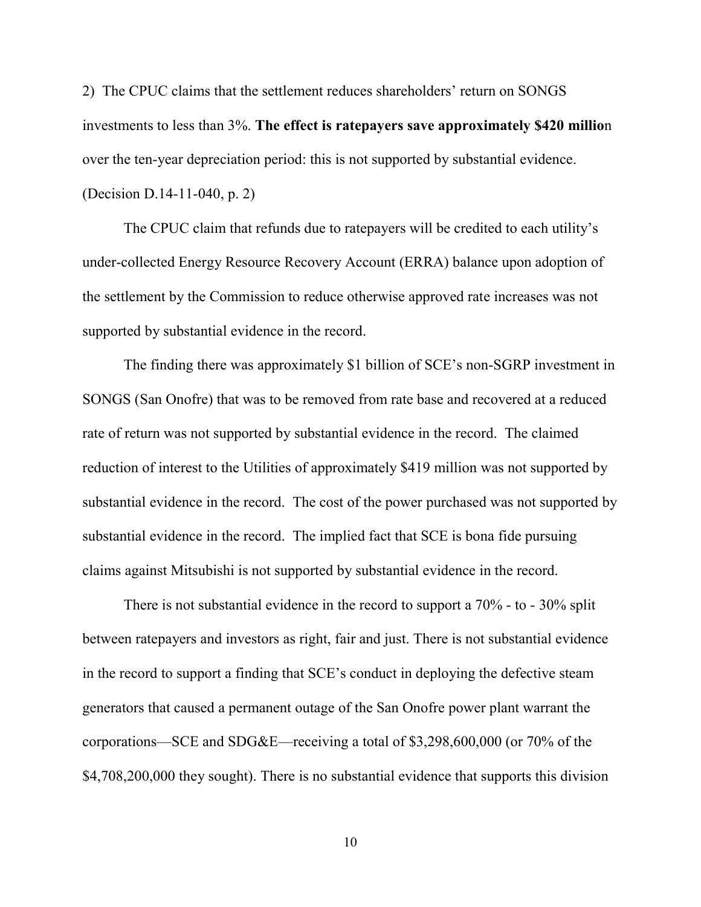2) The CPUC claims that the settlement reduces shareholders' return on SONGS investments to less than 3%. **The effect is ratepayers save approximately $420 millio**n over the ten-year depreciation period: this is not supported by substantial evidence. (Decision D.14-11-040, p. 2)

The CPUC claim that refunds due to ratepayers will be credited to each utility's under-collected Energy Resource Recovery Account (ERRA) balance upon adoption of the settlement by the Commission to reduce otherwise approved rate increases was not supported by substantial evidence in the record.

The finding there was approximately $1 billion of SCE's non-SGRP investment in SONGS (San Onofre) that was to be removed from rate base and recovered at a reduced rate of return was not supported by substantial evidence in the record. The claimed reduction of interest to the Utilities of approximately $419 million was not supported by substantial evidence in the record. The cost of the power purchased was not supported by substantial evidence in the record. The implied fact that SCE is bona fide pursuing claims against Mitsubishi is not supported by substantial evidence in the record.

There is not substantial evidence in the record to support a 70% - to - 30% split between ratepayers and investors as right, fair and just. There is not substantial evidence in the record to support a finding that SCE's conduct in deploying the defective steam generators that caused a permanent outage of the San Onofre power plant warrant the corporations—SCE and SDG&E—receiving a total of $3,298,600,000 (or 70% of the $4,708,200,000 they sought). There is no substantial evidence that supports this division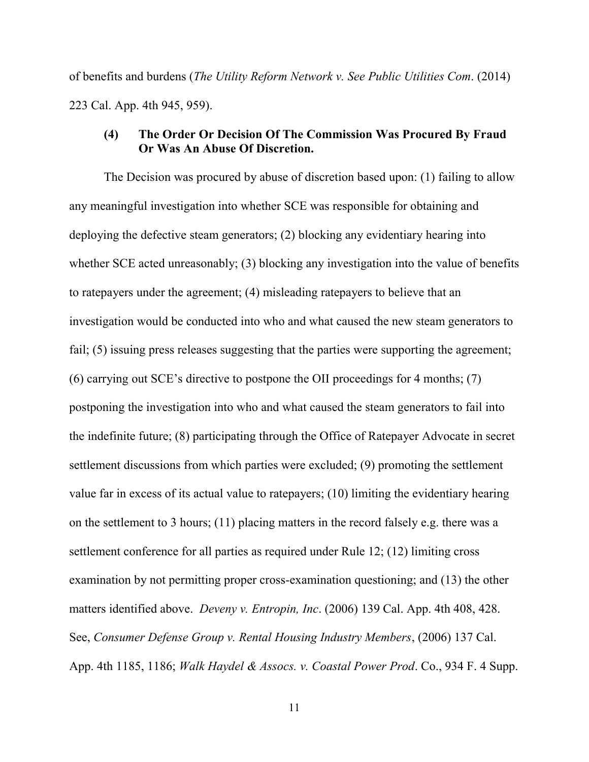of benefits and burdens (*The Utility Reform Network v. See Public Utilities Com*. (2014) 223 Cal. App. 4th 945, 959).

### (4) The Order Or Decision Of The Commission Was Procured By Fraud Or Was An Abuse Of Discretion.

The Decision was procured by abuse of discretion based upon: (1) failing to allow any meaningful investigation into whether SCE was responsible for obtaining and deploying the defective steam generators; (2) blocking any evidentiary hearing into whether SCE acted unreasonably; (3) blocking any investigation into the value of benefits to ratepayers under the agreement; (4) misleading ratepayers to believe that an investigation would be conducted into who and what caused the new steam generators to fail; (5) issuing press releases suggesting that the parties were supporting the agreement; (6) carrying out SCE's directive to postpone the OII proceedings for 4 months; (7) postponing the investigation into who and what caused the steam generators to fail into the indefinite future; (8) participating through the Office of Ratepayer Advocate in secret settlement discussions from which parties were excluded; (9) promoting the settlement value far in excess of its actual value to ratepayers; (10) limiting the evidentiary hearing on the settlement to 3 hours; (11) placing matters in the record falsely e.g. there was a settlement conference for all parties as required under Rule 12; (12) limiting cross examination by not permitting proper cross-examination questioning; and (13) the other matters identified above. *Deveny v. Entropin, Inc*. (2006) 139 Cal. App. 4th 408, 428. See, *Consumer Defense Group v. Rental Housing Industry Members*, (2006) 137 Cal. App. 4th 1185, 1186; *Walk Haydel & Assocs. v. Coastal Power Prod*. Co., 934 F. 4 Supp.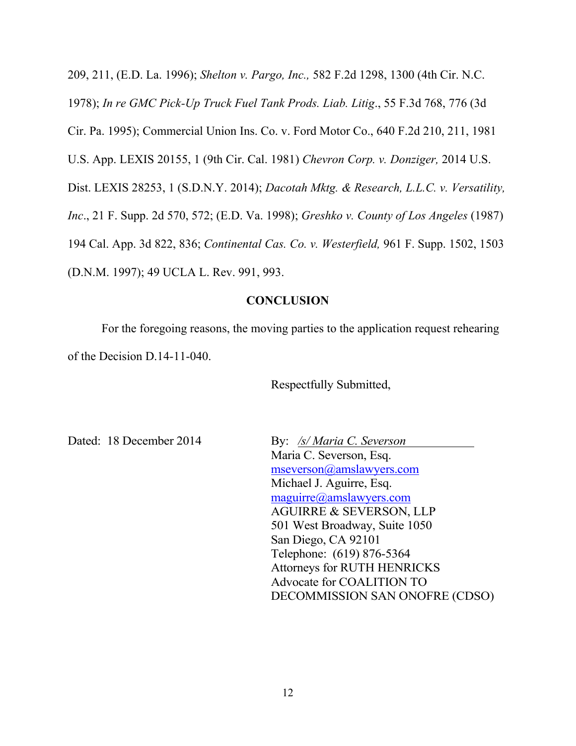209, 211, (E.D. La. 1996); *Shelton v. Pargo, Inc.,* 582 F.2d 1298, 1300 (4th Cir. N.C. 1978); *In re GMC Pick-Up Truck Fuel Tank Prods. Liab. Litig*., 55 F.3d 768, 776 (3d Cir. Pa. 1995); Commercial Union Ins. Co. v. Ford Motor Co., 640 F.2d 210, 211, 1981 U.S. App. LEXIS 20155, 1 (9th Cir. Cal. 1981) *Chevron Corp. v. Donziger,* 2014 U.S. Dist. LEXIS 28253, 1 (S.D.N.Y. 2014); *Dacotah Mktg. & Research, L.L.C. v. Versatility, Inc*., 21 F. Supp. 2d 570, 572; (E.D. Va. 1998); *Greshko v. County of Los Angeles* (1987) 194 Cal. App. 3d 822, 836; *Continental Cas. Co. v. Westerfield,* 961 F. Supp. 1502, 1503 (D.N.M. 1997); 49 UCLA L. Rev. 991, 993.

## CONCLUSION

For the foregoing reasons, the moving parties to the application request rehearing of the Decision D.14-11-040.

Respectfully Submitted,

Dated: 18 December 2014

By: */s/ Maria C. Severson*
Maria C. Severson, Esq.
mseverson@amslawyers.com
Michael J. Aguirre, Esq.
maguirre@amslawyers.com
AGUIRRE & SEVERSON, LLP
501 West Broadway, Suite 1050
San Diego, CA 92101
Telephone: (619) 876-5364
Attorneys for RUTH HENRICKS
Advocate for COALITION TO DECOMMISSION SAN ONOFRE (CDSO)